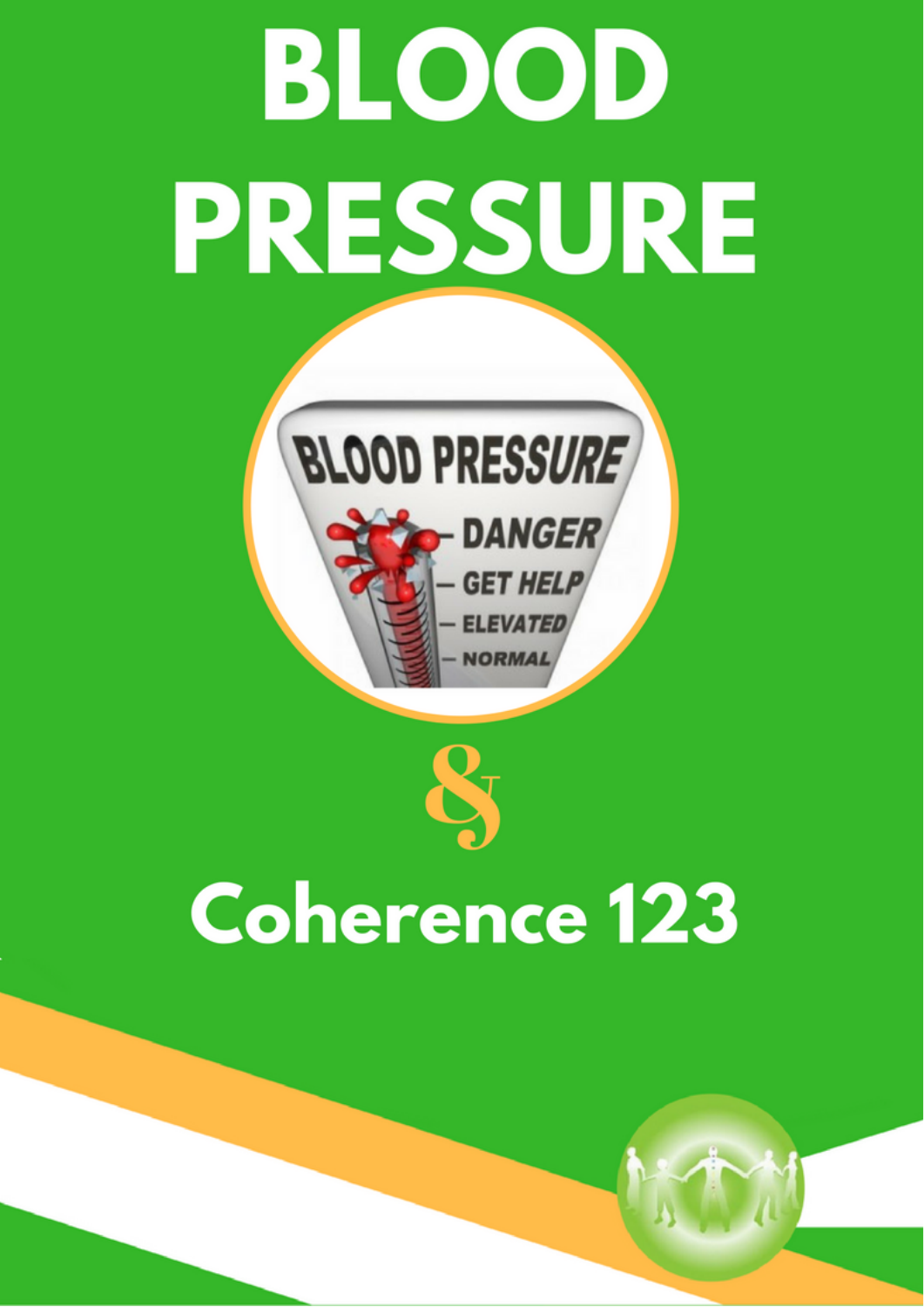# BLOOD PRESSURE

&

# Coherence 123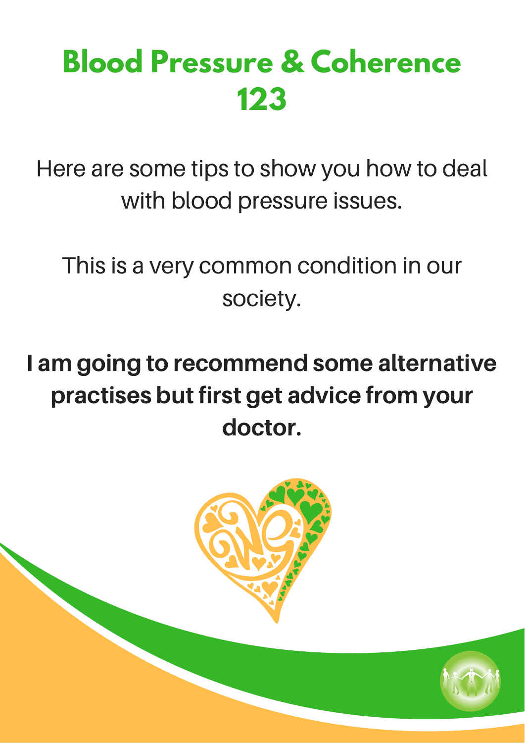# Blood Pressure & Coherence 123

Here are some tips to show you how to deal with blood pressure issues.

This is a very common condition in our society.

**I am going to recommend some alternative practises but first get advice from your doctor.**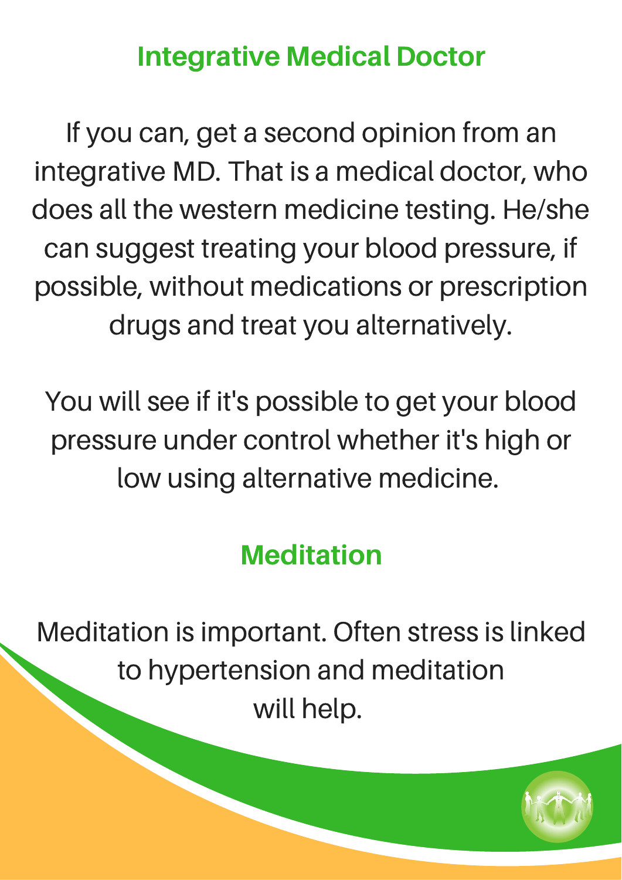## Integrative Medical Doctor

If you can, get a second opinion from an integrative MD. That is a medical doctor, who does all the western medicine testing. He/she can suggest treating your blood pressure, if possible, without medications or prescription drugs and treat you alternatively.

You will see if it's possible to get your blood pressure under control whether it's high or low using alternative medicine.

## Meditation

Meditation is important. Often stress is linked to hypertension and meditation will help.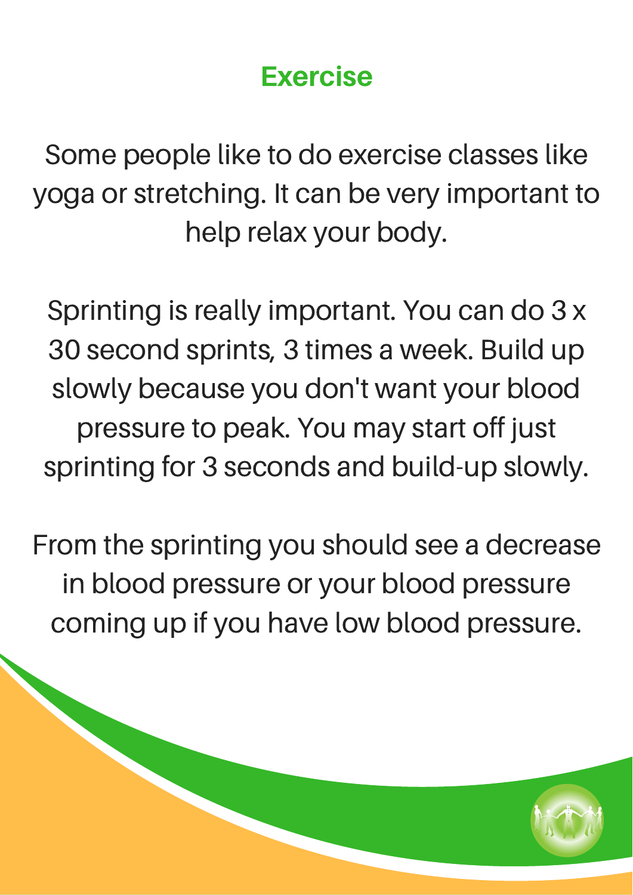## Exercise

Some people like to do exercise classes like yoga or stretching. It can be very important to help relax your body.

Sprinting is really important. You can do 3 x 30 second sprints, 3 times a week. Build up slowly because you don't want your blood pressure to peak. You may start off just sprinting for 3 seconds and build-up slowly.

From the sprinting you should see a decrease in blood pressure or your blood pressure coming up if you have low blood pressure.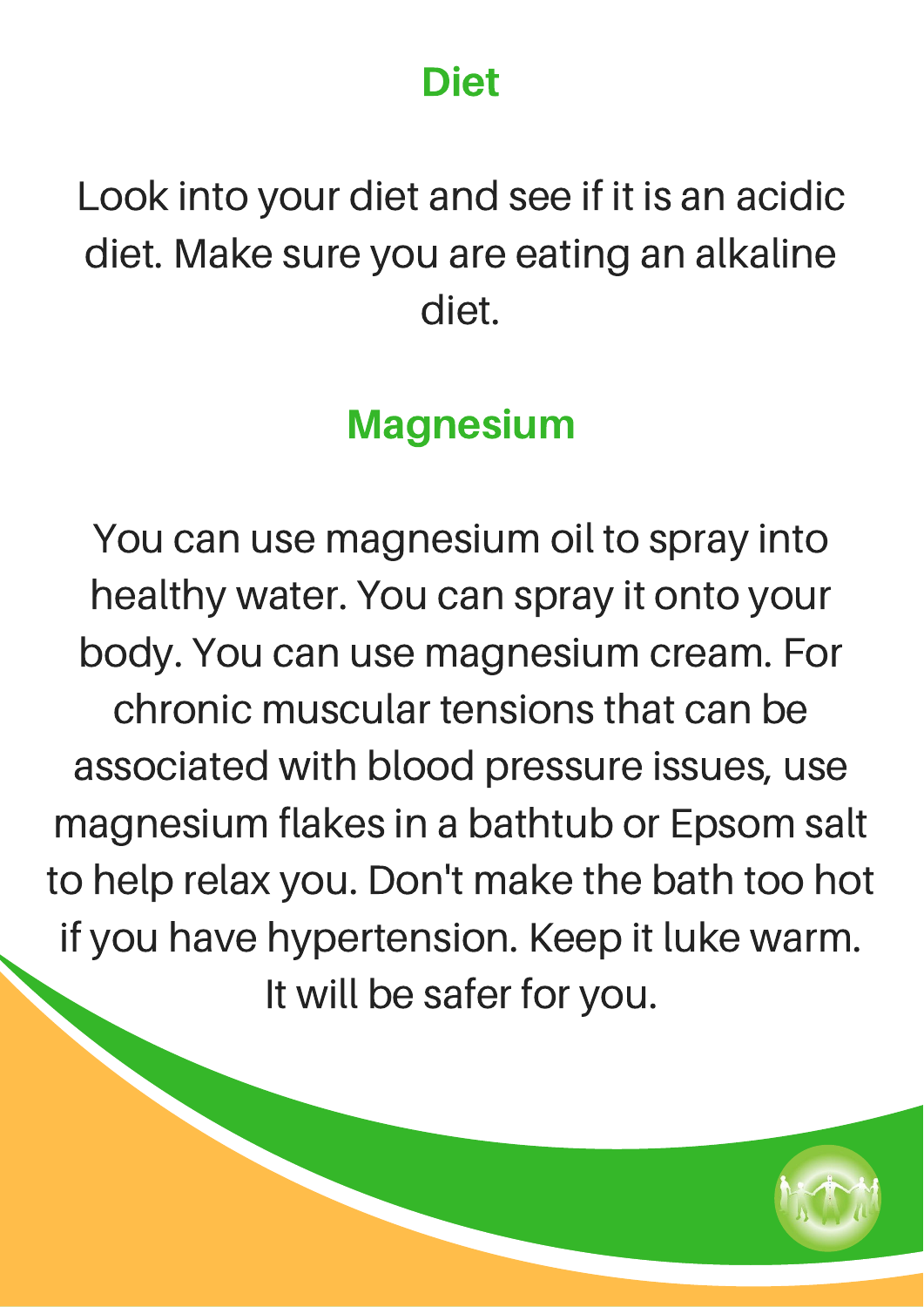## Diet

Look into your diet and see if it is an acidic diet. Make sure you are eating an alkaline diet.

## Magnesium

You can use magnesium oil to spray into healthy water. You can spray it onto your body. You can use magnesium cream. For chronic muscular tensions that can be associated with blood pressure issues, use magnesium flakes in a bathtub or Epsom salt to help relax you. Don't make the bath too hot if you have hypertension. Keep it luke warm. It will be safer for you.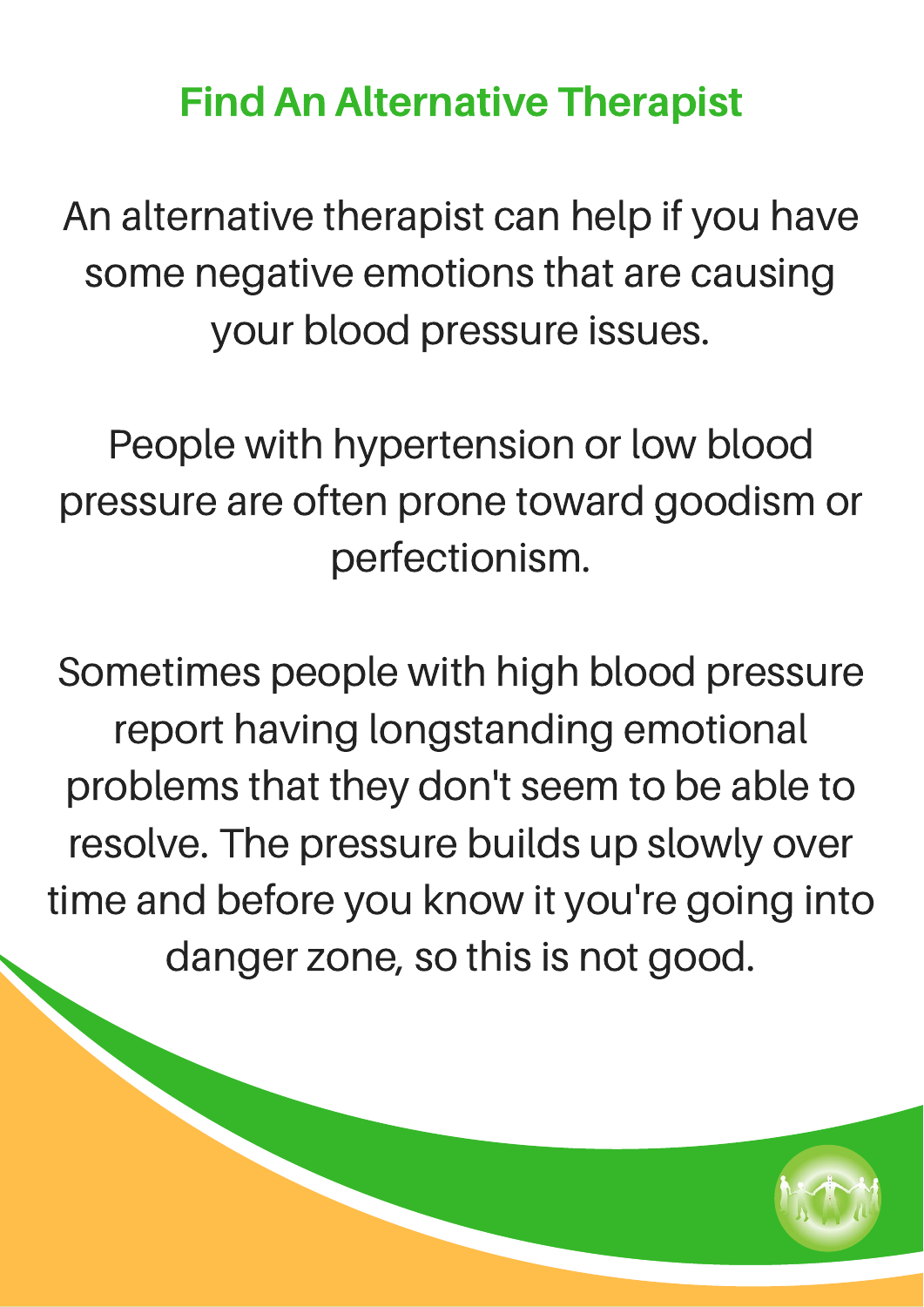## Find An Alternative Therapist

An alternative therapist can help if you have some negative emotions that are causing your blood pressure issues.

People with hypertension or low blood pressure are often prone toward goodism or perfectionism.

Sometimes people with high blood pressure report having longstanding emotional problems that they don't seem to be able to resolve. The pressure builds up slowly over time and before you know it you're going into danger zone, so this is not good.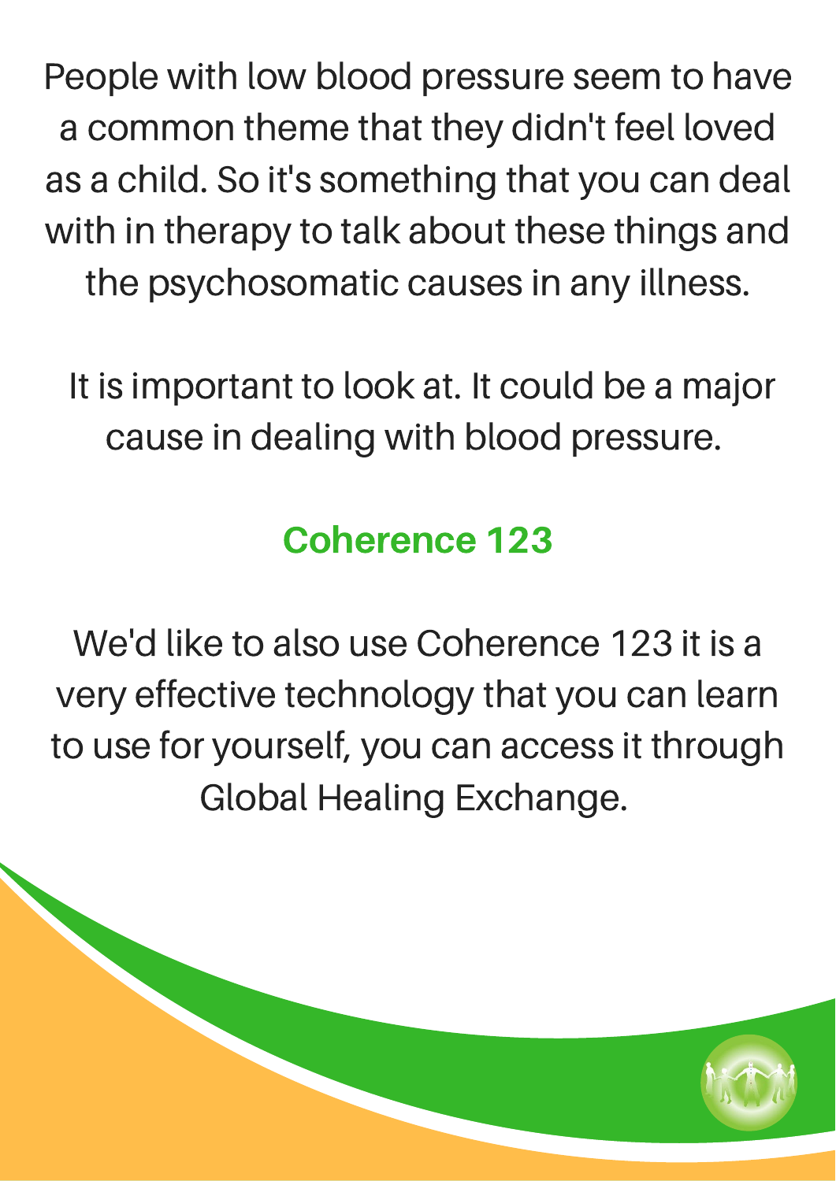People with low blood pressure seem to have a common theme that they didn't feel loved as a child. So it's something that you can deal with in therapy to talk about these things and the psychosomatic causes in any illness.

It is important to look at. It could be a major cause in dealing with blood pressure.

## Coherence 123

We'd like to also use Coherence 123 it is a very effective technology that you can learn to use for yourself, you can access it through Global Healing Exchange.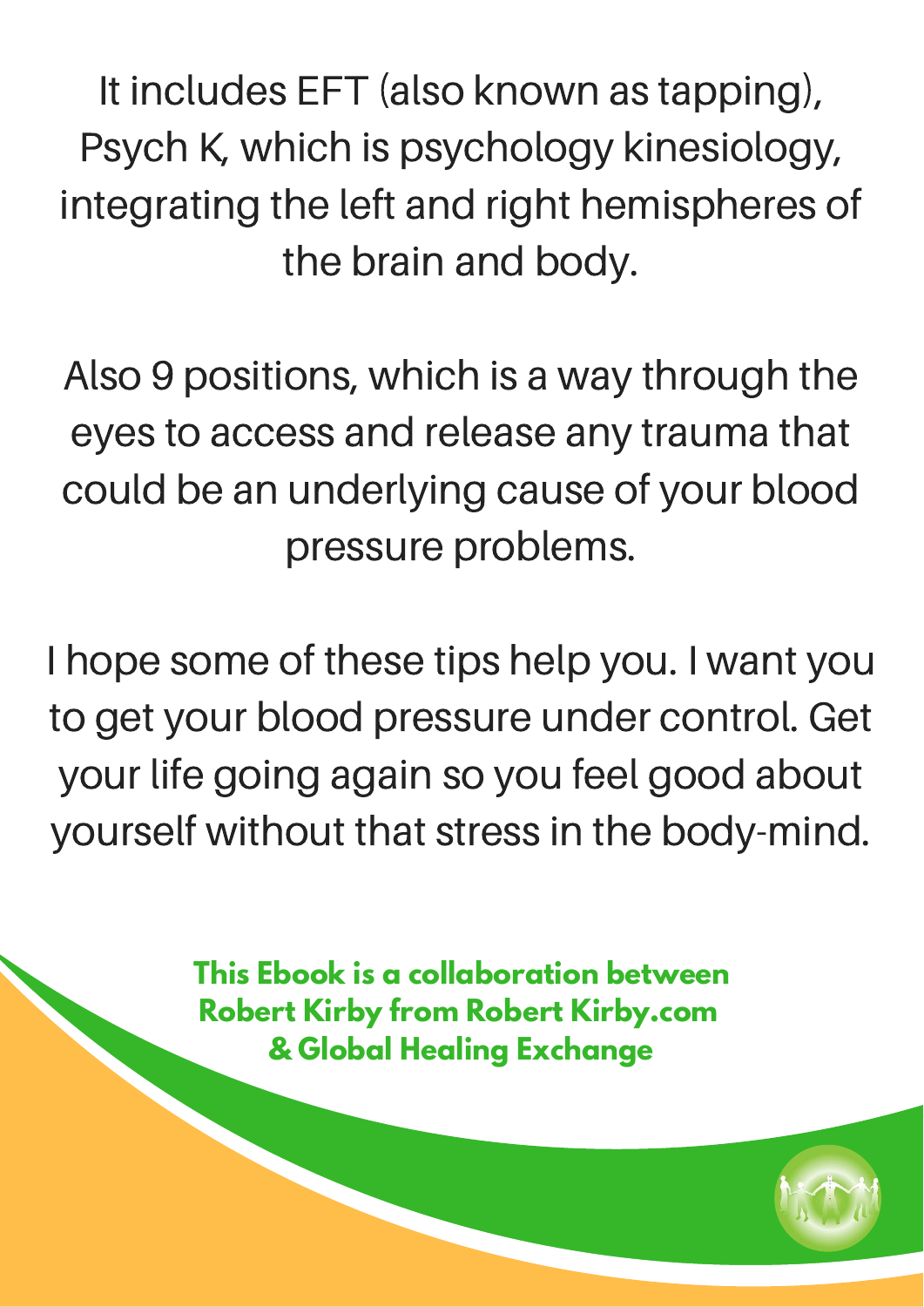It includes EFT (also known as tapping), Psych K, which is psychology kinesiology, integrating the left and right hemispheres of the brain and body.

Also 9 positions, which is a way through the eyes to access and release any trauma that could be an underlying cause of your blood pressure problems.

I hope some of these tips help you. I want you to get your blood pressure under control. Get your life going again so you feel good about yourself without that stress in the body-mind.

**This Ebook is a collaboration between Robert Kirby from Robert Kirby.com & Global Healing Exchange**